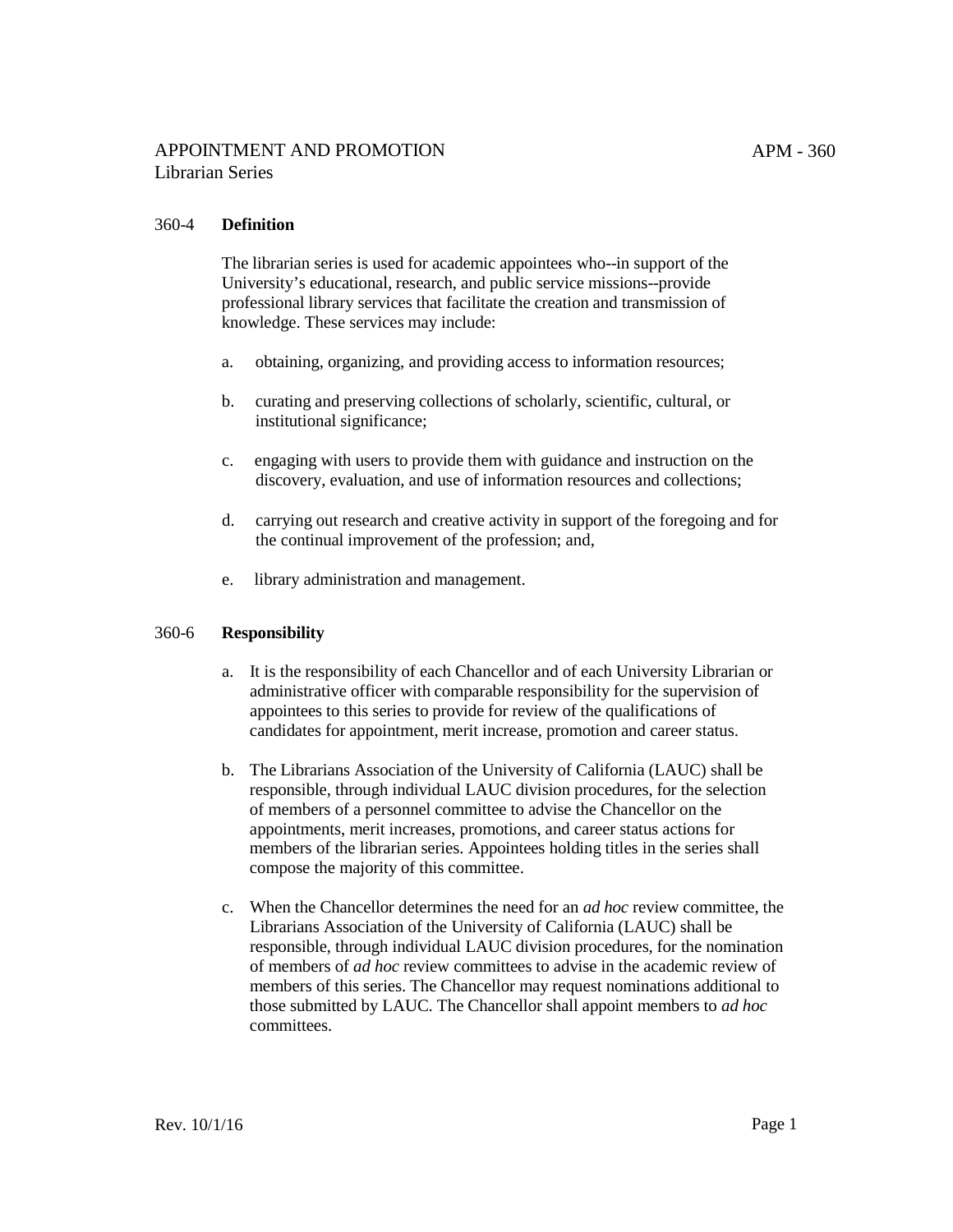# APPOINTMENT AND PROMOTION

## Librarian Series

### 360-4 Definition

The librarian series is used for academic appointees who--in support of the University's educational, research, and public service missions--provide professional library services that facilitate the creation and transmission of knowledge. These services may include:

a. obtaining, organizing, and providing access to information resources;

b. curating and preserving collections of scholarly, scientific, cultural, or institutional significance;

c. engaging with users to provide them with guidance and instruction on the discovery, evaluation, and use of information resources and collections;

d. carrying out research and creative activity in support of the foregoing and for the continual improvement of the profession; and,

e. library administration and management.

### 360-6 Responsibility

a. It is the responsibility of each Chancellor and of each University Librarian or administrative officer with comparable responsibility for the supervision of appointees to this series to provide for review of the qualifications of candidates for appointment, merit increase, promotion and career status.

b. The Librarians Association of the University of California (LAUC) shall be responsible, through individual LAUC division procedures, for the selection of members of a personnel committee to advise the Chancellor on the appointments, merit increases, promotions, and career status actions for members of the librarian series. Appointees holding titles in the series shall compose the majority of this committee.

c. When the Chancellor determines the need for an *ad hoc* review committee, the Librarians Association of the University of California (LAUC) shall be responsible, through individual LAUC division procedures, for the nomination of members of *ad hoc* review committees to advise in the academic review of members of this series. The Chancellor may request nominations additional to those submitted by LAUC. The Chancellor shall appoint members to *ad hoc* committees.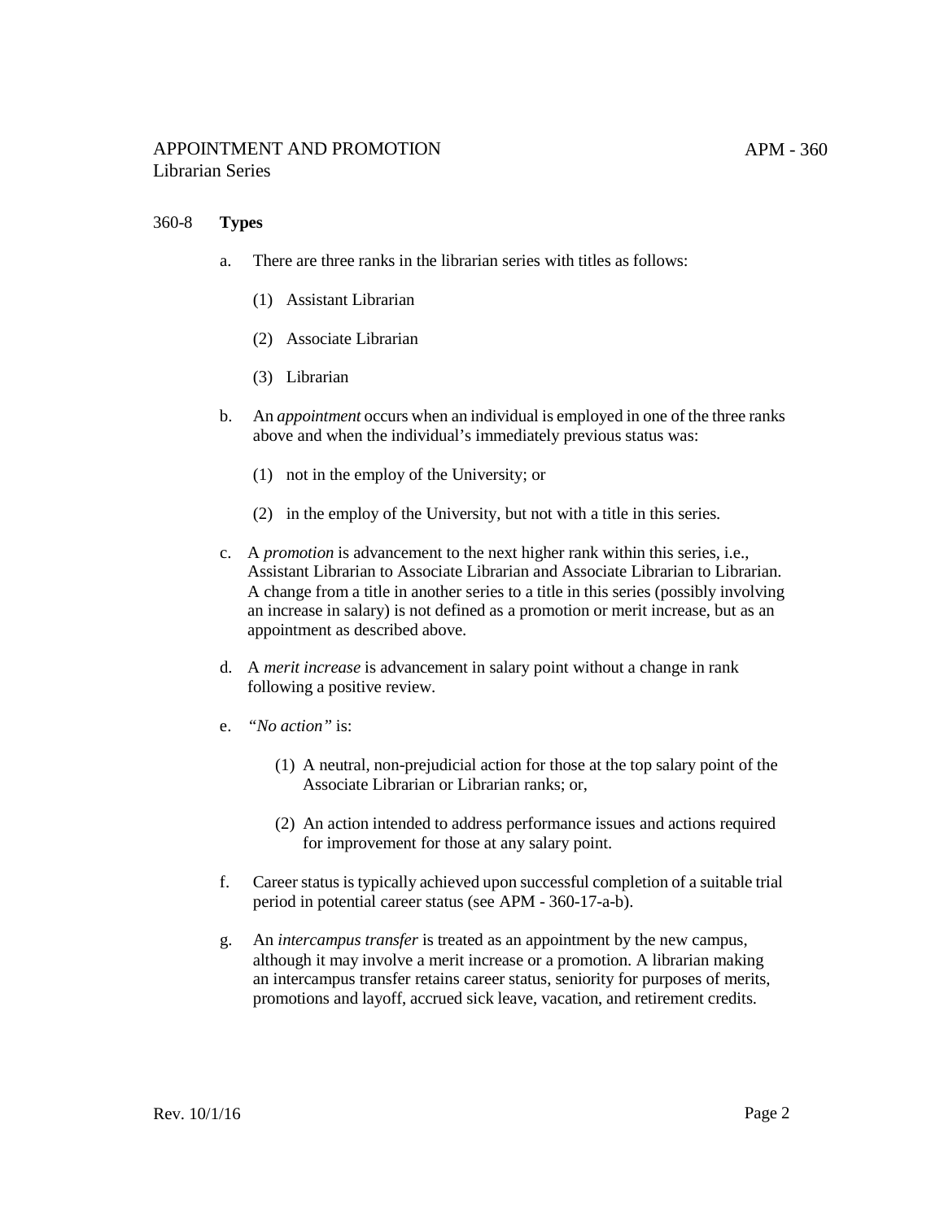## 360-8 **Types**

a. There are three ranks in the librarian series with titles as follows:

   (1) Assistant Librarian

   (2) Associate Librarian

   (3) Librarian

b. An *appointment* occurs when an individual is employed in one of the three ranks above and when the individual's immediately previous status was:

   (1) not in the employ of the University; or

   (2) in the employ of the University, but not with a title in this series.

c. A *promotion* is advancement to the next higher rank within this series, i.e., Assistant Librarian to Associate Librarian and Associate Librarian to Librarian. A change from a title in another series to a title in this series (possibly involving an increase in salary) is not defined as a promotion or merit increase, but as an appointment as described above.

d. A *merit increase* is advancement in salary point without a change in rank following a positive review.

e. *"No action"* is:

   (1) A neutral, non-prejudicial action for those at the top salary point of the Associate Librarian or Librarian ranks; or,

   (2) An action intended to address performance issues and actions required for improvement for those at any salary point.

f. Career status is typically achieved upon successful completion of a suitable trial period in potential career status (see APM - 360-17-a-b).

g. An *intercampus transfer* is treated as an appointment by the new campus, although it may involve a merit increase or a promotion. A librarian making an intercampus transfer retains career status, seniority for purposes of merits, promotions and layoff, accrued sick leave, vacation, and retirement credits.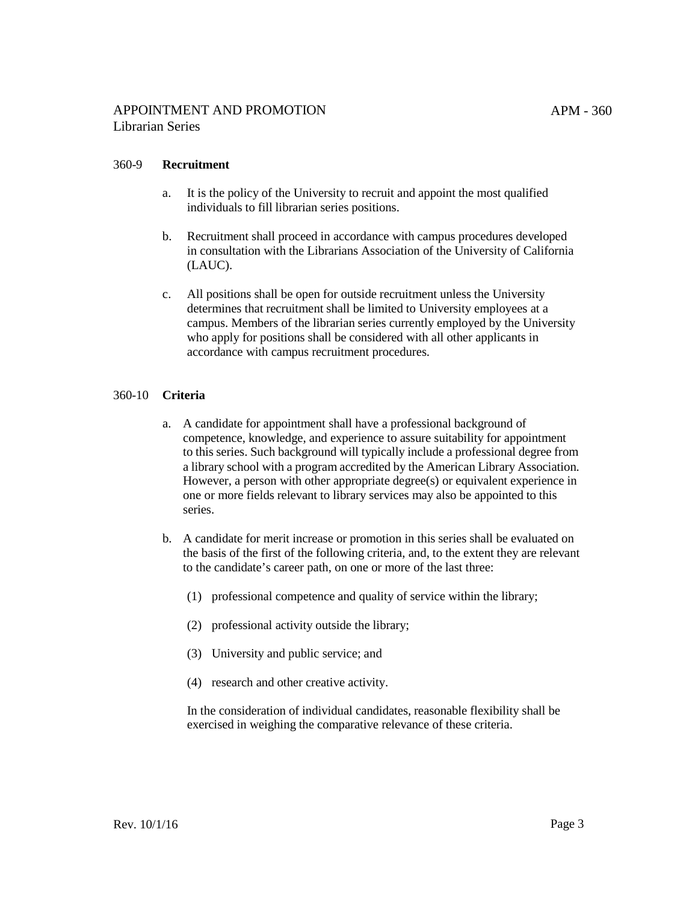## 360-9 Recruitment

a. It is the policy of the University to recruit and appoint the most qualified individuals to fill librarian series positions.

b. Recruitment shall proceed in accordance with campus procedures developed in consultation with the Librarians Association of the University of California (LAUC).

c. All positions shall be open for outside recruitment unless the University determines that recruitment shall be limited to University employees at a campus. Members of the librarian series currently employed by the University who apply for positions shall be considered with all other applicants in accordance with campus recruitment procedures.

## 360-10 Criteria

a. A candidate for appointment shall have a professional background of competence, knowledge, and experience to assure suitability for appointment to this series. Such background will typically include a professional degree from a library school with a program accredited by the American Library Association. However, a person with other appropriate degree(s) or equivalent experience in one or more fields relevant to library services may also be appointed to this series.

b. A candidate for merit increase or promotion in this series shall be evaluated on the basis of the first of the following criteria, and, to the extent they are relevant to the candidate's career path, on one or more of the last three:

   (1) professional competence and quality of service within the library;

   (2) professional activity outside the library;

   (3) University and public service; and

   (4) research and other creative activity.

   In the consideration of individual candidates, reasonable flexibility shall be exercised in weighing the comparative relevance of these criteria.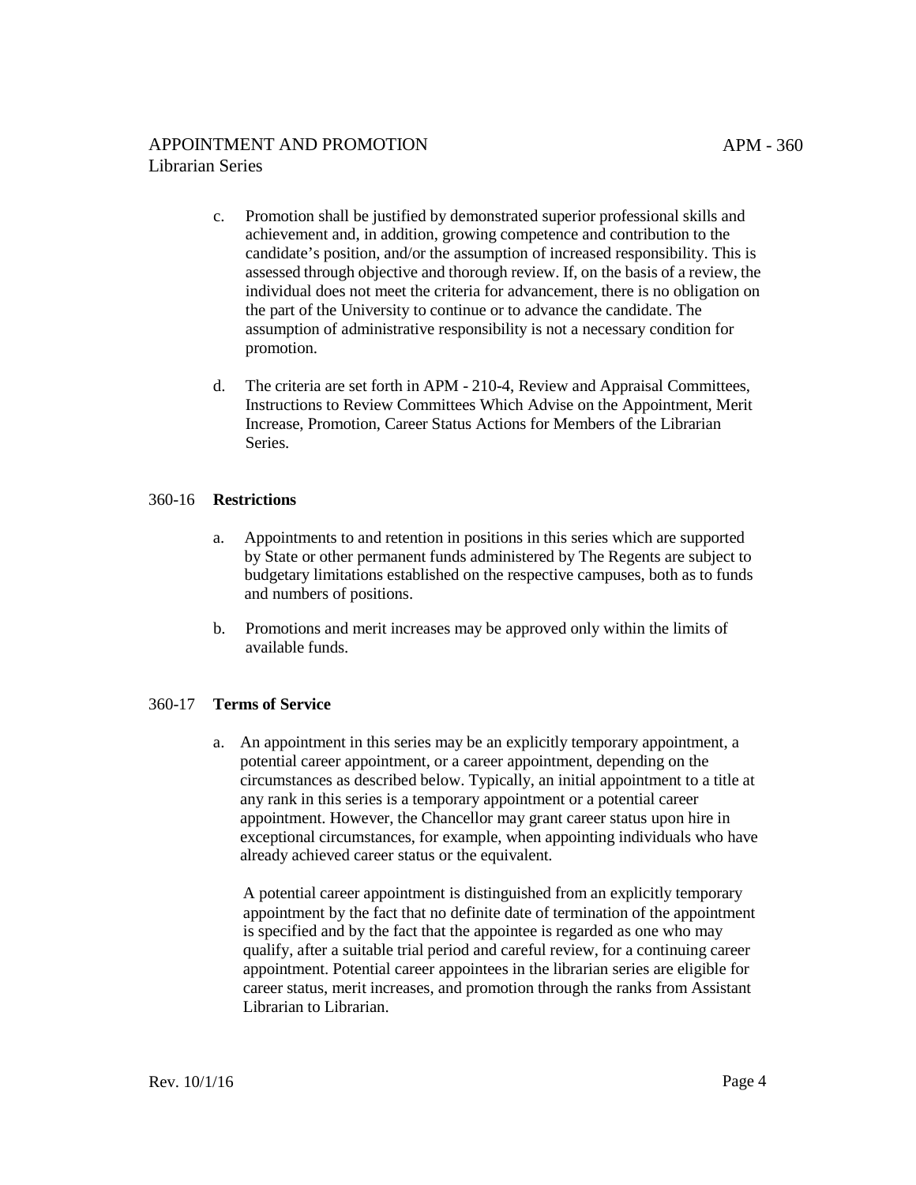c. Promotion shall be justified by demonstrated superior professional skills and achievement and, in addition, growing competence and contribution to the candidate's position, and/or the assumption of increased responsibility. This is assessed through objective and thorough review. If, on the basis of a review, the individual does not meet the criteria for advancement, there is no obligation on the part of the University to continue or to advance the candidate. The assumption of administrative responsibility is not a necessary condition for promotion.

d. The criteria are set forth in APM - 210-4, Review and Appraisal Committees, Instructions to Review Committees Which Advise on the Appointment, Merit Increase, Promotion, Career Status Actions for Members of the Librarian Series.

### 360-16 **Restrictions**

a. Appointments to and retention in positions in this series which are supported by State or other permanent funds administered by The Regents are subject to budgetary limitations established on the respective campuses, both as to funds and numbers of positions.

b. Promotions and merit increases may be approved only within the limits of available funds.

### 360-17 **Terms of Service**

a. An appointment in this series may be an explicitly temporary appointment, a potential career appointment, or a career appointment, depending on the circumstances as described below. Typically, an initial appointment to a title at any rank in this series is a temporary appointment or a potential career appointment. However, the Chancellor may grant career status upon hire in exceptional circumstances, for example, when appointing individuals who have already achieved career status or the equivalent.

A potential career appointment is distinguished from an explicitly temporary appointment by the fact that no definite date of termination of the appointment is specified and by the fact that the appointee is regarded as one who may qualify, after a suitable trial period and careful review, for a continuing career appointment. Potential career appointees in the librarian series are eligible for career status, merit increases, and promotion through the ranks from Assistant Librarian to Librarian.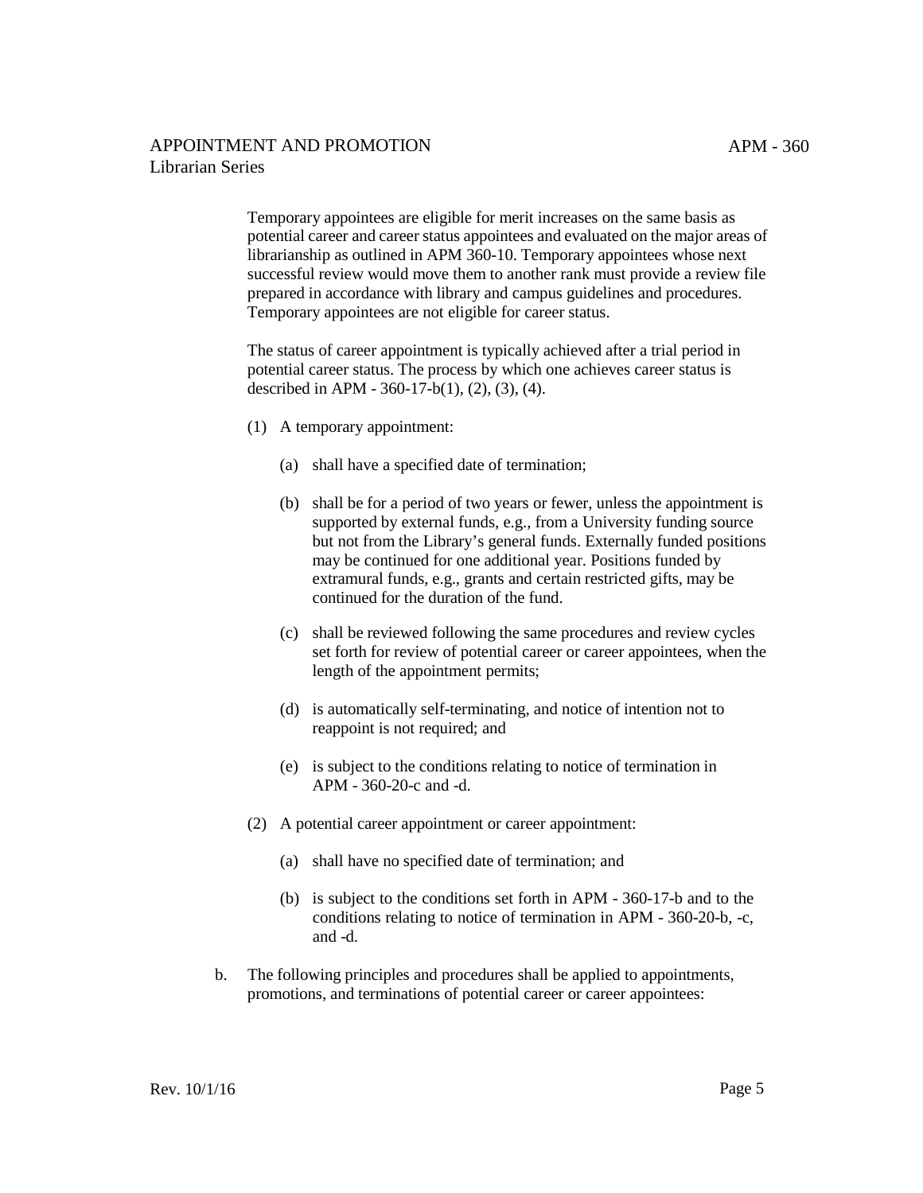Temporary appointees are eligible for merit increases on the same basis as potential career and career status appointees and evaluated on the major areas of librarianship as outlined in APM 360-10. Temporary appointees whose next successful review would move them to another rank must provide a review file prepared in accordance with library and campus guidelines and procedures. Temporary appointees are not eligible for career status.

The status of career appointment is typically achieved after a trial period in potential career status. The process by which one achieves career status is described in APM - 360-17-b(1), (2), (3), (4).

(1) A temporary appointment:

(a) shall have a specified date of termination;

(b) shall be for a period of two years or fewer, unless the appointment is supported by external funds, e.g., from a University funding source but not from the Library's general funds. Externally funded positions may be continued for one additional year. Positions funded by extramural funds, e.g., grants and certain restricted gifts, may be continued for the duration of the fund.

(c) shall be reviewed following the same procedures and review cycles set forth for review of potential career or career appointees, when the length of the appointment permits;

(d) is automatically self-terminating, and notice of intention not to reappoint is not required; and

(e) is subject to the conditions relating to notice of termination in APM - 360-20-c and -d.

(2) A potential career appointment or career appointment:

(a) shall have no specified date of termination; and

(b) is subject to the conditions set forth in APM - 360-17-b and to the conditions relating to notice of termination in APM - 360-20-b, -c, and -d.

b. The following principles and procedures shall be applied to appointments, promotions, and terminations of potential career or career appointees: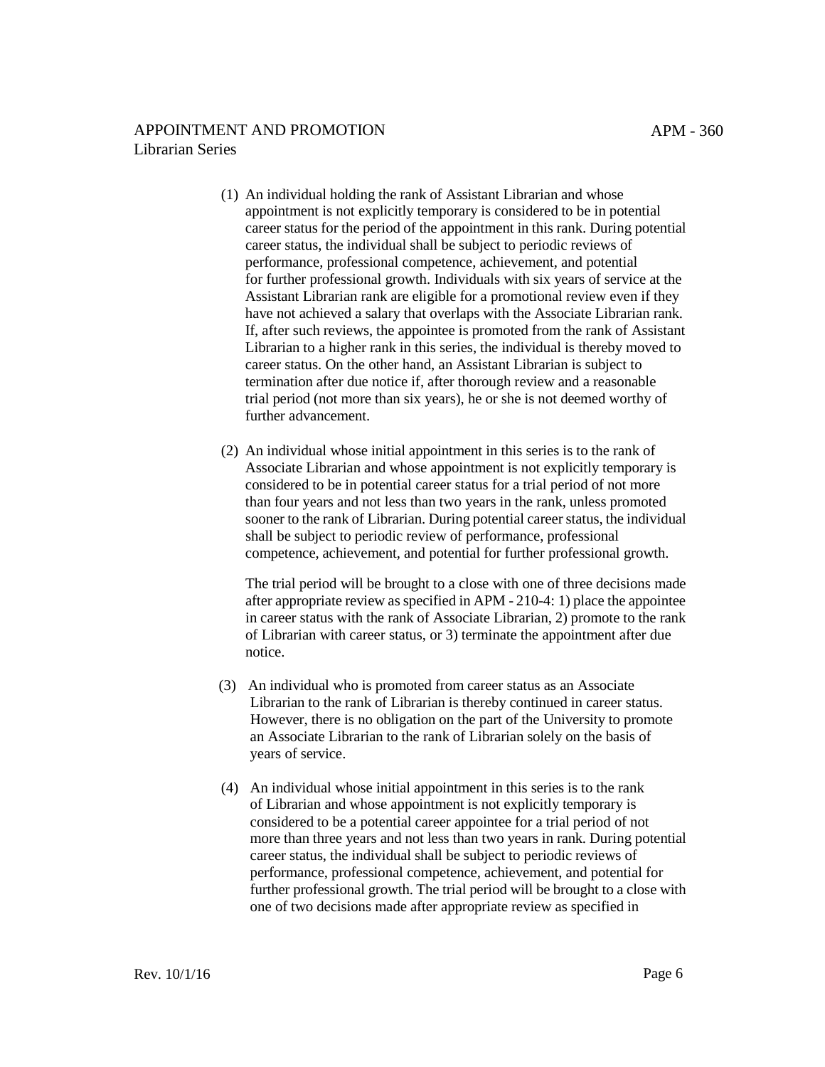(1) An individual holding the rank of Assistant Librarian and whose appointment is not explicitly temporary is considered to be in potential career status for the period of the appointment in this rank. During potential career status, the individual shall be subject to periodic reviews of performance, professional competence, achievement, and potential for further professional growth. Individuals with six years of service at the Assistant Librarian rank are eligible for a promotional review even if they have not achieved a salary that overlaps with the Associate Librarian rank. If, after such reviews, the appointee is promoted from the rank of Assistant Librarian to a higher rank in this series, the individual is thereby moved to career status. On the other hand, an Assistant Librarian is subject to termination after due notice if, after thorough review and a reasonable trial period (not more than six years), he or she is not deemed worthy of further advancement.

(2) An individual whose initial appointment in this series is to the rank of Associate Librarian and whose appointment is not explicitly temporary is considered to be in potential career status for a trial period of not more than four years and not less than two years in the rank, unless promoted sooner to the rank of Librarian. During potential career status, the individual shall be subject to periodic review of performance, professional competence, achievement, and potential for further professional growth.

The trial period will be brought to a close with one of three decisions made after appropriate review as specified in APM - 210-4: 1) place the appointee in career status with the rank of Associate Librarian, 2) promote to the rank of Librarian with career status, or 3) terminate the appointment after due notice.

(3) An individual who is promoted from career status as an Associate Librarian to the rank of Librarian is thereby continued in career status. However, there is no obligation on the part of the University to promote an Associate Librarian to the rank of Librarian solely on the basis of years of service.

(4) An individual whose initial appointment in this series is to the rank of Librarian and whose appointment is not explicitly temporary is considered to be a potential career appointee for a trial period of not more than three years and not less than two years in rank. During potential career status, the individual shall be subject to periodic reviews of performance, professional competence, achievement, and potential for further professional growth. The trial period will be brought to a close with one of two decisions made after appropriate review as specified in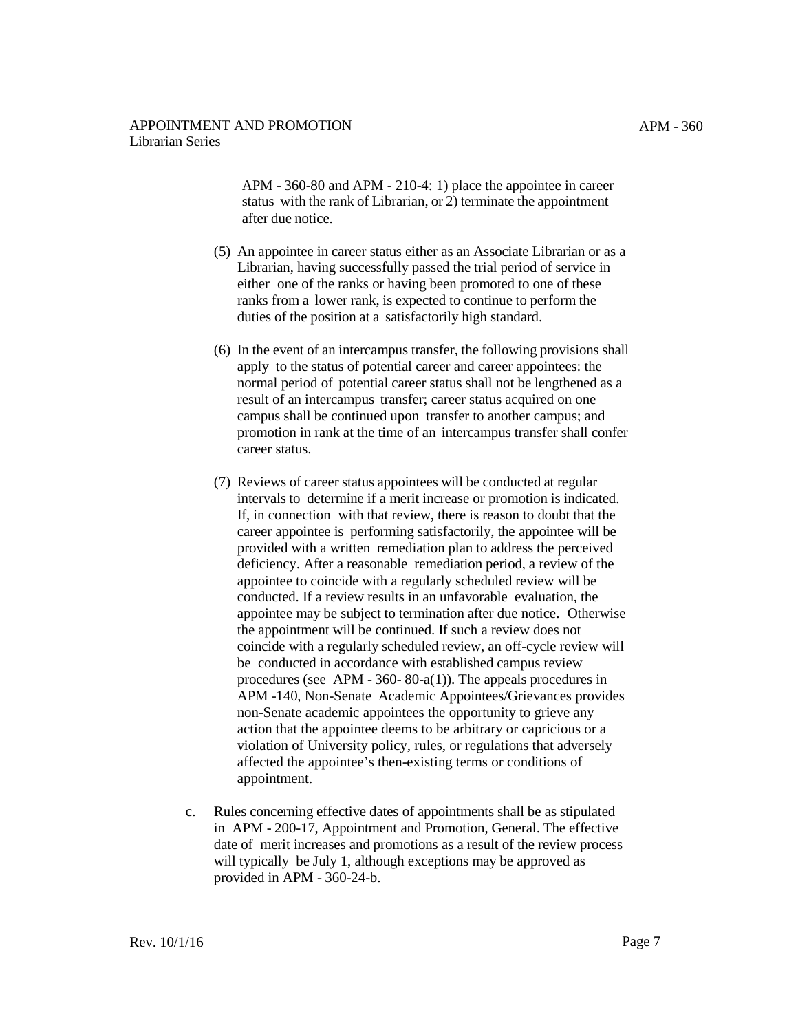APM - 360-80 and APM - 210-4: 1) place the appointee in career status with the rank of Librarian, or 2) terminate the appointment after due notice.

(5) An appointee in career status either as an Associate Librarian or as a Librarian, having successfully passed the trial period of service in either one of the ranks or having been promoted to one of these ranks from a lower rank, is expected to continue to perform the duties of the position at a satisfactorily high standard.

(6) In the event of an intercampus transfer, the following provisions shall apply to the status of potential career and career appointees: the normal period of potential career status shall not be lengthened as a result of an intercampus transfer; career status acquired on one campus shall be continued upon transfer to another campus; and promotion in rank at the time of an intercampus transfer shall confer career status.

(7) Reviews of career status appointees will be conducted at regular intervals to determine if a merit increase or promotion is indicated. If, in connection with that review, there is reason to doubt that the career appointee is performing satisfactorily, the appointee will be provided with a written remediation plan to address the perceived deficiency. After a reasonable remediation period, a review of the appointee to coincide with a regularly scheduled review will be conducted. If a review results in an unfavorable evaluation, the appointee may be subject to termination after due notice. Otherwise the appointment will be continued. If such a review does not coincide with a regularly scheduled review, an off-cycle review will be conducted in accordance with established campus review procedures (see APM - 360- 80-a(1)). The appeals procedures in APM -140, Non-Senate Academic Appointees/Grievances provides non-Senate academic appointees the opportunity to grieve any action that the appointee deems to be arbitrary or capricious or a violation of University policy, rules, or regulations that adversely affected the appointee's then-existing terms or conditions of appointment.

c. Rules concerning effective dates of appointments shall be as stipulated in APM - 200-17, Appointment and Promotion, General. The effective date of merit increases and promotions as a result of the review process will typically be July 1, although exceptions may be approved as provided in APM - 360-24-b.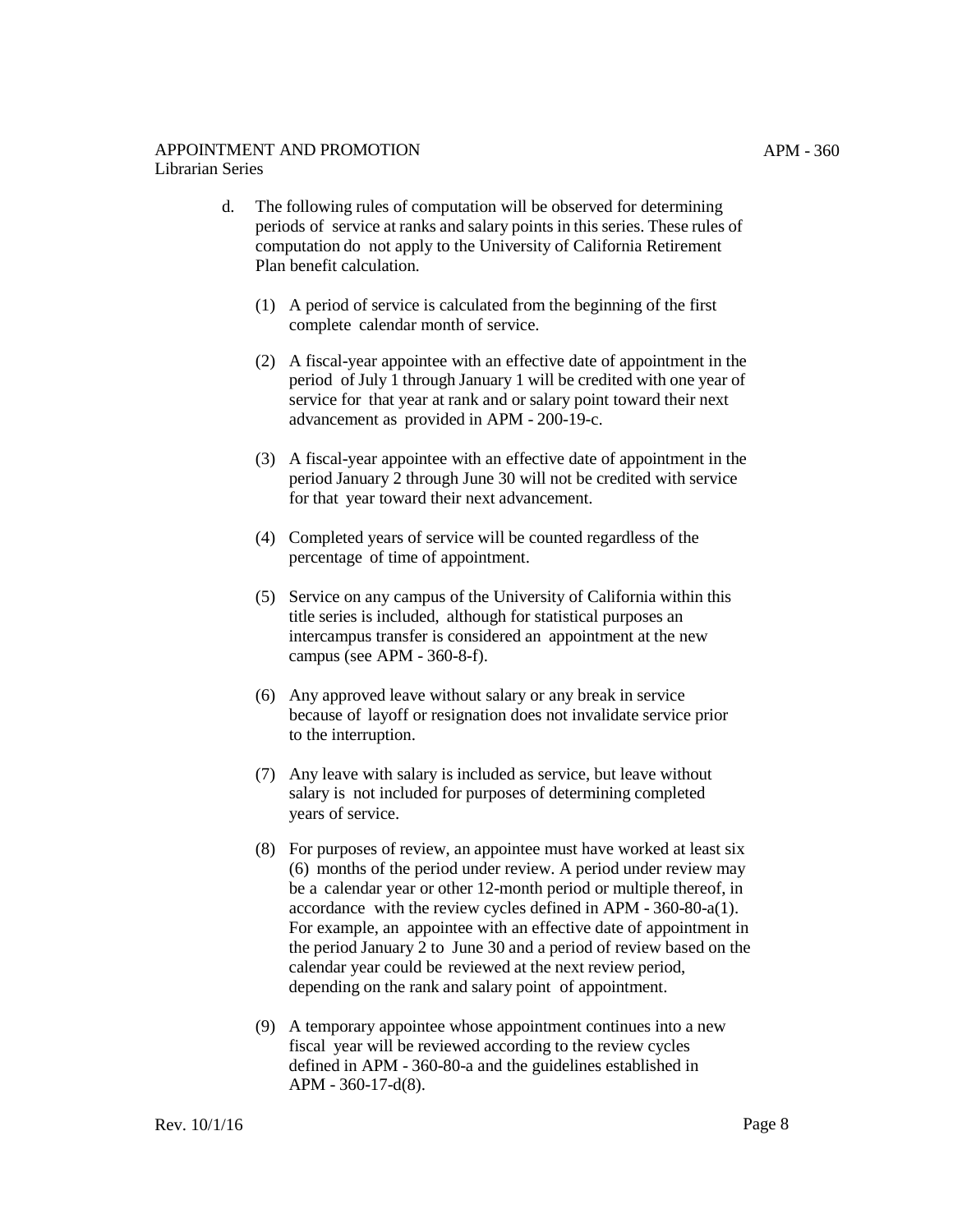d. The following rules of computation will be observed for determining periods of service at ranks and salary points in this series. These rules of computation do not apply to the University of California Retirement Plan benefit calculation.

   (1) A period of service is calculated from the beginning of the first complete calendar month of service.

   (2) A fiscal-year appointee with an effective date of appointment in the period of July 1 through January 1 will be credited with one year of service for that year at rank and or salary point toward their next advancement as provided in APM - 200-19-c.

   (3) A fiscal-year appointee with an effective date of appointment in the period January 2 through June 30 will not be credited with service for that year toward their next advancement.

   (4) Completed years of service will be counted regardless of the percentage of time of appointment.

   (5) Service on any campus of the University of California within this title series is included, although for statistical purposes an intercampus transfer is considered an appointment at the new campus (see APM - 360-8-f).

   (6) Any approved leave without salary or any break in service because of layoff or resignation does not invalidate service prior to the interruption.

   (7) Any leave with salary is included as service, but leave without salary is not included for purposes of determining completed years of service.

   (8) For purposes of review, an appointee must have worked at least six (6) months of the period under review. A period under review may be a calendar year or other 12-month period or multiple thereof, in accordance with the review cycles defined in APM - 360-80-a(1). For example, an appointee with an effective date of appointment in the period January 2 to June 30 and a period of review based on the calendar year could be reviewed at the next review period, depending on the rank and salary point of appointment.

   (9) A temporary appointee whose appointment continues into a new fiscal year will be reviewed according to the review cycles defined in APM - 360-80-a and the guidelines established in APM - 360-17-d(8).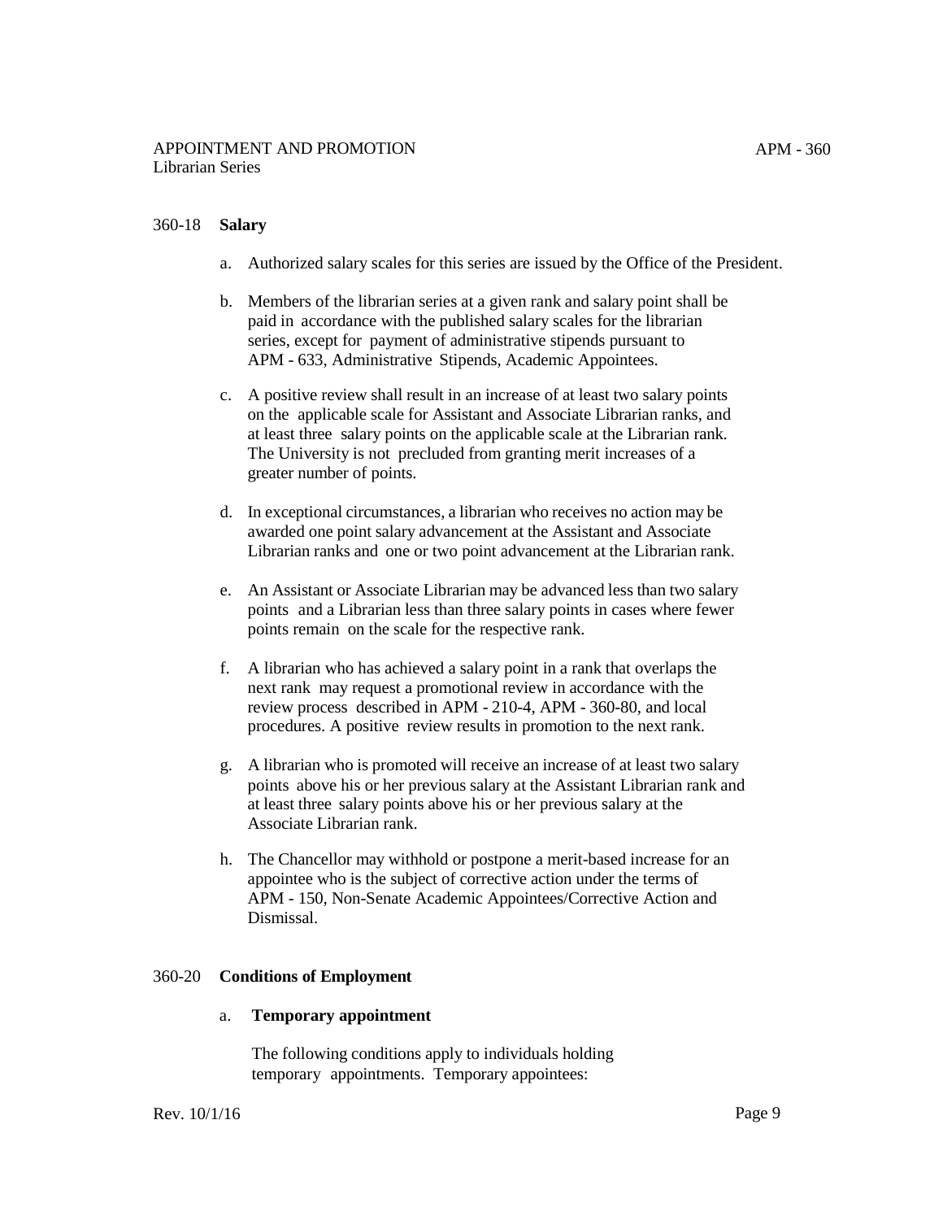## 360-18 **Salary**

a. Authorized salary scales for this series are issued by the Office of the President.

b. Members of the librarian series at a given rank and salary point shall be paid in accordance with the published salary scales for the librarian series, except for payment of administrative stipends pursuant to APM - 633, Administrative Stipends, Academic Appointees.

c. A positive review shall result in an increase of at least two salary points on the applicable scale for Assistant and Associate Librarian ranks, and at least three salary points on the applicable scale at the Librarian rank. The University is not precluded from granting merit increases of a greater number of points.

d. In exceptional circumstances, a librarian who receives no action may be awarded one point salary advancement at the Assistant and Associate Librarian ranks and one or two point advancement at the Librarian rank.

e. An Assistant or Associate Librarian may be advanced less than two salary points and a Librarian less than three salary points in cases where fewer points remain on the scale for the respective rank.

f. A librarian who has achieved a salary point in a rank that overlaps the next rank may request a promotional review in accordance with the review process described in APM - 210-4, APM - 360-80, and local procedures. A positive review results in promotion to the next rank.

g. A librarian who is promoted will receive an increase of at least two salary points above his or her previous salary at the Assistant Librarian rank and at least three salary points above his or her previous salary at the Associate Librarian rank.

h. The Chancellor may withhold or postpone a merit-based increase for an appointee who is the subject of corrective action under the terms of APM - 150, Non-Senate Academic Appointees/Corrective Action and Dismissal.

## 360-20 **Conditions of Employment**

a. **Temporary appointment**

The following conditions apply to individuals holding temporary appointments. Temporary appointees: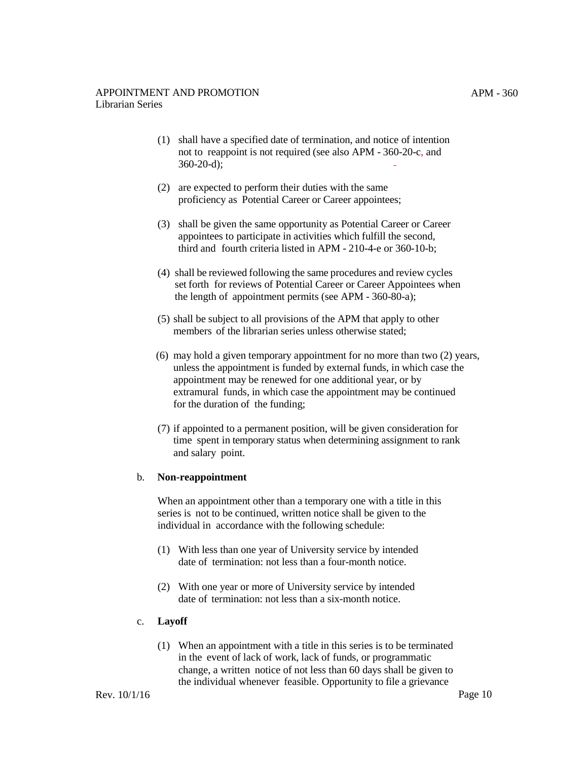(1) shall have a specified date of termination, and notice of intention not to reappoint is not required (see also APM - 360-20-c, and 360-20-d);

(2) are expected to perform their duties with the same proficiency as Potential Career or Career appointees;

(3) shall be given the same opportunity as Potential Career or Career appointees to participate in activities which fulfill the second, third and fourth criteria listed in APM - 210-4-e or 360-10-b;

(4) shall be reviewed following the same procedures and review cycles set forth for reviews of Potential Career or Career Appointees when the length of appointment permits (see APM - 360-80-a);

(5) shall be subject to all provisions of the APM that apply to other members of the librarian series unless otherwise stated;

(6) may hold a given temporary appointment for no more than two (2) years, unless the appointment is funded by external funds, in which case the appointment may be renewed for one additional year, or by extramural funds, in which case the appointment may be continued for the duration of the funding;

(7) if appointed to a permanent position, will be given consideration for time spent in temporary status when determining assignment to rank and salary point.

b. **Non-reappointment**

When an appointment other than a temporary one with a title in this series is not to be continued, written notice shall be given to the individual in accordance with the following schedule:

(1) With less than one year of University service by intended date of termination: not less than a four-month notice.

(2) With one year or more of University service by intended date of termination: not less than a six-month notice.

c. **Layoff**

(1) When an appointment with a title in this series is to be terminated in the event of lack of work, lack of funds, or programmatic change, a written notice of not less than 60 days shall be given to the individual whenever feasible. Opportunity to file a grievance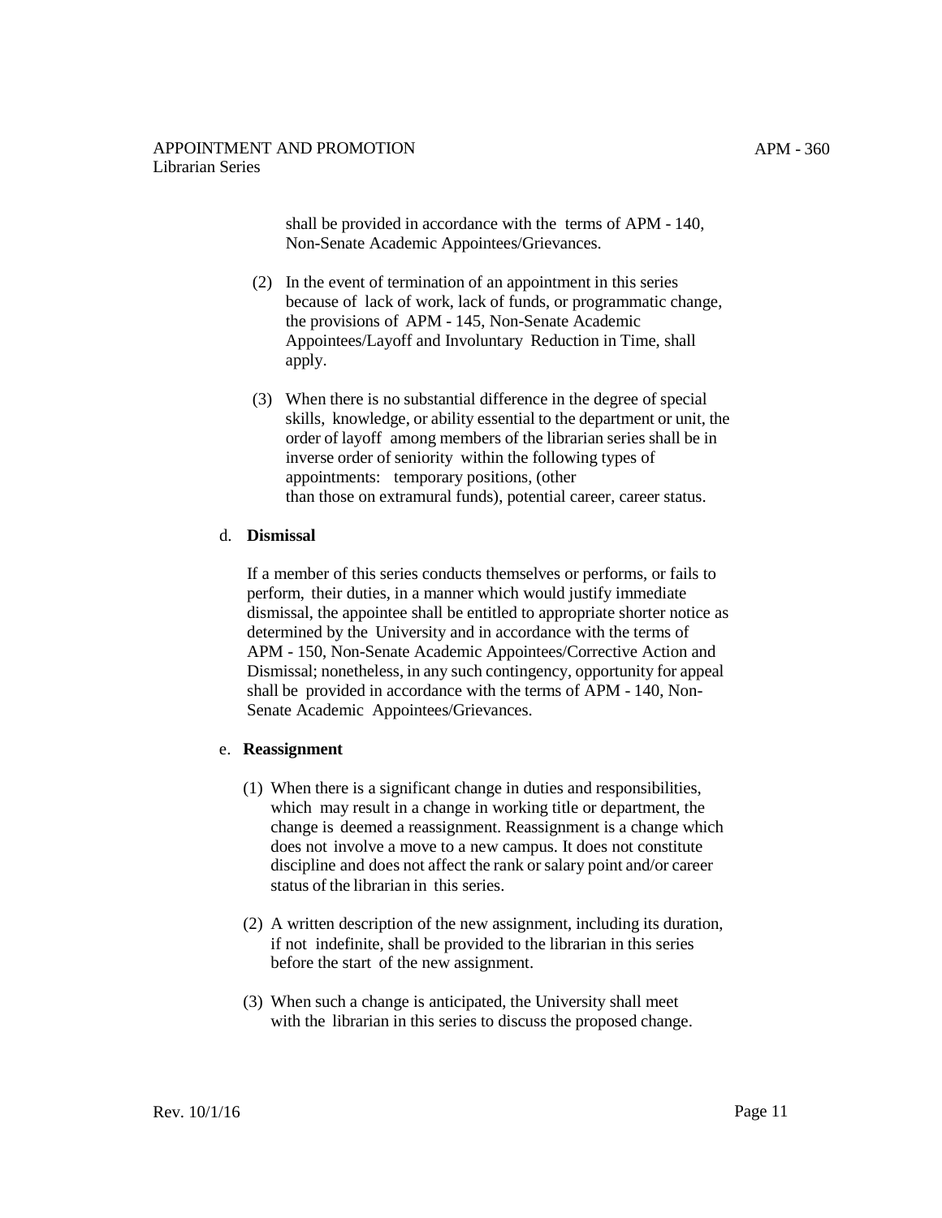shall be provided in accordance with the terms of APM - 140, Non-Senate Academic Appointees/Grievances.

(2) In the event of termination of an appointment in this series because of lack of work, lack of funds, or programmatic change, the provisions of APM - 145, Non-Senate Academic Appointees/Layoff and Involuntary Reduction in Time, shall apply.

(3) When there is no substantial difference in the degree of special skills, knowledge, or ability essential to the department or unit, the order of layoff among members of the librarian series shall be in inverse order of seniority within the following types of appointments: temporary positions, (other than those on extramural funds), potential career, career status.

d. **Dismissal**

If a member of this series conducts themselves or performs, or fails to perform, their duties, in a manner which would justify immediate dismissal, the appointee shall be entitled to appropriate shorter notice as determined by the University and in accordance with the terms of APM - 150, Non-Senate Academic Appointees/Corrective Action and Dismissal; nonetheless, in any such contingency, opportunity for appeal shall be provided in accordance with the terms of APM - 140, Non-Senate Academic Appointees/Grievances.

e. **Reassignment**

(1) When there is a significant change in duties and responsibilities, which may result in a change in working title or department, the change is deemed a reassignment. Reassignment is a change which does not involve a move to a new campus. It does not constitute discipline and does not affect the rank or salary point and/or career status of the librarian in this series.

(2) A written description of the new assignment, including its duration, if not indefinite, shall be provided to the librarian in this series before the start of the new assignment.

(3) When such a change is anticipated, the University shall meet with the librarian in this series to discuss the proposed change.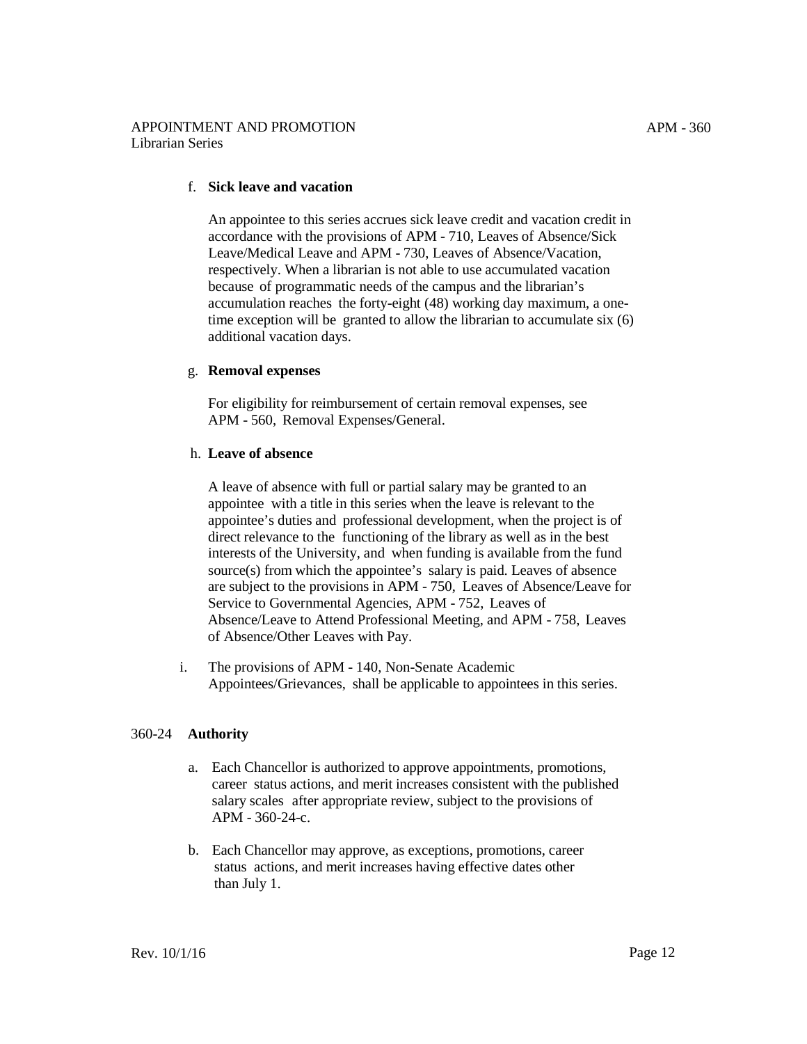f. **Sick leave and vacation**

An appointee to this series accrues sick leave credit and vacation credit in accordance with the provisions of APM - 710, Leaves of Absence/Sick Leave/Medical Leave and APM - 730, Leaves of Absence/Vacation, respectively. When a librarian is not able to use accumulated vacation because of programmatic needs of the campus and the librarian's accumulation reaches the forty-eight (48) working day maximum, a one-time exception will be granted to allow the librarian to accumulate six (6) additional vacation days.

g. **Removal expenses**

For eligibility for reimbursement of certain removal expenses, see APM - 560, Removal Expenses/General.

h. **Leave of absence**

A leave of absence with full or partial salary may be granted to an appointee with a title in this series when the leave is relevant to the appointee's duties and professional development, when the project is of direct relevance to the functioning of the library as well as in the best interests of the University, and when funding is available from the fund source(s) from which the appointee's salary is paid. Leaves of absence are subject to the provisions in APM - 750, Leaves of Absence/Leave for Service to Governmental Agencies, APM - 752, Leaves of Absence/Leave to Attend Professional Meeting, and APM - 758, Leaves of Absence/Other Leaves with Pay.

i. The provisions of APM - 140, Non-Senate Academic Appointees/Grievances, shall be applicable to appointees in this series.

## 360-24 **Authority**

a. Each Chancellor is authorized to approve appointments, promotions, career status actions, and merit increases consistent with the published salary scales after appropriate review, subject to the provisions of APM - 360-24-c.

b. Each Chancellor may approve, as exceptions, promotions, career status actions, and merit increases having effective dates other than July 1.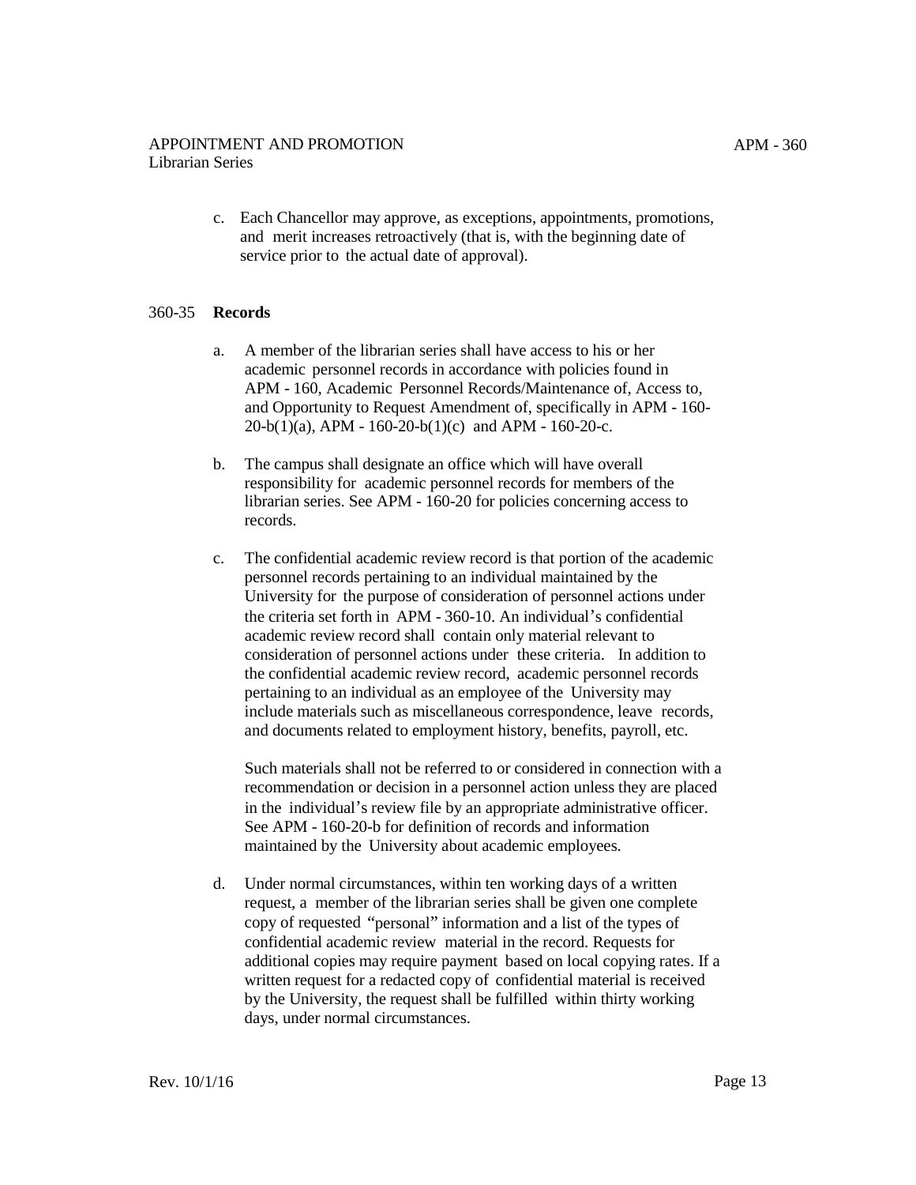c. Each Chancellor may approve, as exceptions, appointments, promotions, and merit increases retroactively (that is, with the beginning date of service prior to the actual date of approval).

## 360-35 **Records**

a. A member of the librarian series shall have access to his or her academic personnel records in accordance with policies found in APM - 160, Academic Personnel Records/Maintenance of, Access to, and Opportunity to Request Amendment of, specifically in APM - 160-20-b(1)(a), APM - 160-20-b(1)(c) and APM - 160-20-c.

b. The campus shall designate an office which will have overall responsibility for academic personnel records for members of the librarian series. See APM - 160-20 for policies concerning access to records.

c. The confidential academic review record is that portion of the academic personnel records pertaining to an individual maintained by the University for the purpose of consideration of personnel actions under the criteria set forth in APM - 360-10. An individual's confidential academic review record shall contain only material relevant to consideration of personnel actions under these criteria. In addition to the confidential academic review record, academic personnel records pertaining to an individual as an employee of the University may include materials such as miscellaneous correspondence, leave records, and documents related to employment history, benefits, payroll, etc.

   Such materials shall not be referred to or considered in connection with a recommendation or decision in a personnel action unless they are placed in the individual's review file by an appropriate administrative officer. See APM - 160-20-b for definition of records and information maintained by the University about academic employees.

d. Under normal circumstances, within ten working days of a written request, a member of the librarian series shall be given one complete copy of requested "personal" information and a list of the types of confidential academic review material in the record. Requests for additional copies may require payment based on local copying rates. If a written request for a redacted copy of confidential material is received by the University, the request shall be fulfilled within thirty working days, under normal circumstances.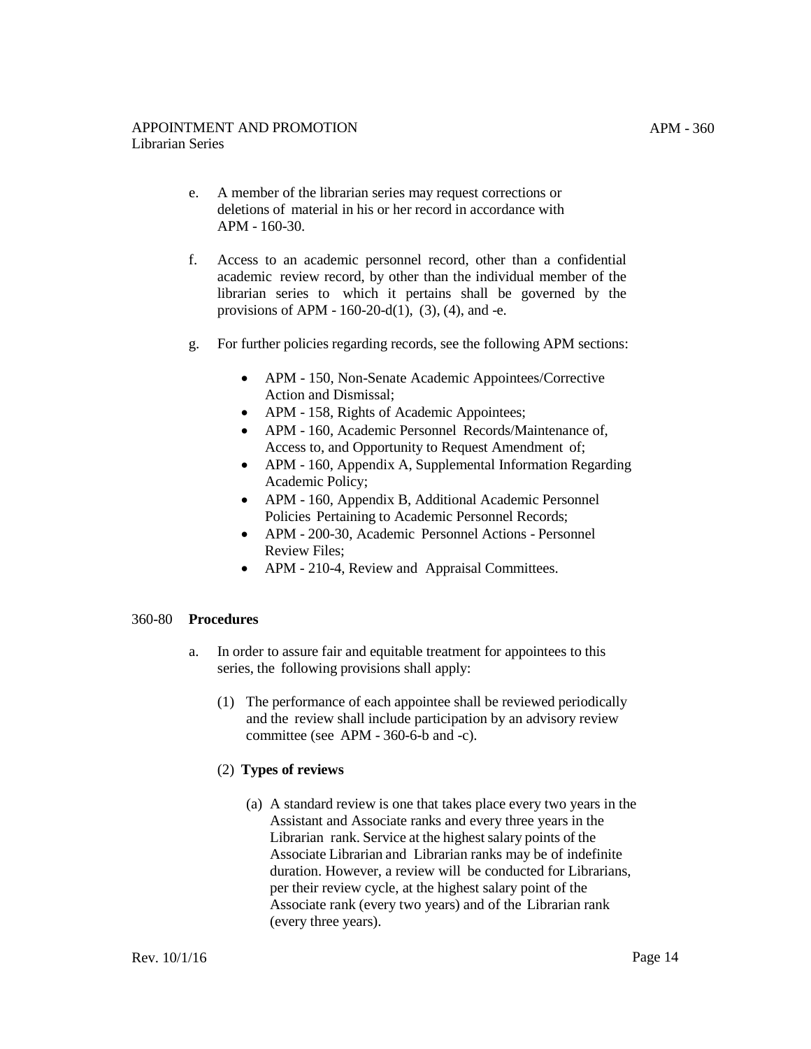e. A member of the librarian series may request corrections or deletions of material in his or her record in accordance with APM - 160-30.

f. Access to an academic personnel record, other than a confidential academic review record, by other than the individual member of the librarian series to which it pertains shall be governed by the provisions of APM - 160-20-d(1), (3), (4), and -e.

g. For further policies regarding records, see the following APM sections:

- APM - 150, Non-Senate Academic Appointees/Corrective Action and Dismissal;
- APM - 158, Rights of Academic Appointees;
- APM - 160, Academic Personnel Records/Maintenance of, Access to, and Opportunity to Request Amendment of;
- APM - 160, Appendix A, Supplemental Information Regarding Academic Policy;
- APM - 160, Appendix B, Additional Academic Personnel Policies Pertaining to Academic Personnel Records;
- APM - 200-30, Academic Personnel Actions - Personnel Review Files;
- APM - 210-4, Review and Appraisal Committees.

## 360-80 **Procedures**

a. In order to assure fair and equitable treatment for appointees to this series, the following provisions shall apply:

(1) The performance of each appointee shall be reviewed periodically and the review shall include participation by an advisory review committee (see APM - 360-6-b and -c).

(2) **Types of reviews**

(a) A standard review is one that takes place every two years in the Assistant and Associate ranks and every three years in the Librarian rank. Service at the highest salary points of the Associate Librarian and Librarian ranks may be of indefinite duration. However, a review will be conducted for Librarians, per their review cycle, at the highest salary point of the Associate rank (every two years) and of the Librarian rank (every three years).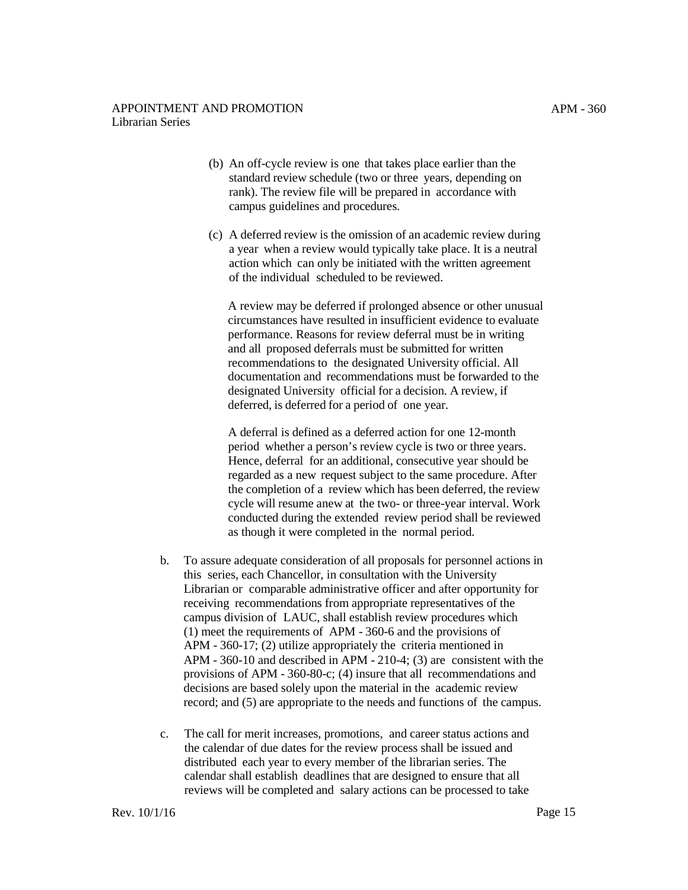(b) An off-cycle review is one that takes place earlier than the standard review schedule (two or three years, depending on rank). The review file will be prepared in accordance with campus guidelines and procedures.

(c) A deferred review is the omission of an academic review during a year when a review would typically take place. It is a neutral action which can only be initiated with the written agreement of the individual scheduled to be reviewed.

A review may be deferred if prolonged absence or other unusual circumstances have resulted in insufficient evidence to evaluate performance. Reasons for review deferral must be in writing and all proposed deferrals must be submitted for written recommendations to the designated University official. All documentation and recommendations must be forwarded to the designated University official for a decision. A review, if deferred, is deferred for a period of one year.

A deferral is defined as a deferred action for one 12-month period whether a person's review cycle is two or three years. Hence, deferral for an additional, consecutive year should be regarded as a new request subject to the same procedure. After the completion of a review which has been deferred, the review cycle will resume anew at the two- or three-year interval. Work conducted during the extended review period shall be reviewed as though it were completed in the normal period.

b. To assure adequate consideration of all proposals for personnel actions in this series, each Chancellor, in consultation with the University Librarian or comparable administrative officer and after opportunity for receiving recommendations from appropriate representatives of the campus division of LAUC, shall establish review procedures which (1) meet the requirements of APM - 360-6 and the provisions of APM - 360-17; (2) utilize appropriately the criteria mentioned in APM - 360-10 and described in APM - 210-4; (3) are consistent with the provisions of APM - 360-80-c; (4) insure that all recommendations and decisions are based solely upon the material in the academic review record; and (5) are appropriate to the needs and functions of the campus.

c. The call for merit increases, promotions, and career status actions and the calendar of due dates for the review process shall be issued and distributed each year to every member of the librarian series. The calendar shall establish deadlines that are designed to ensure that all reviews will be completed and salary actions can be processed to take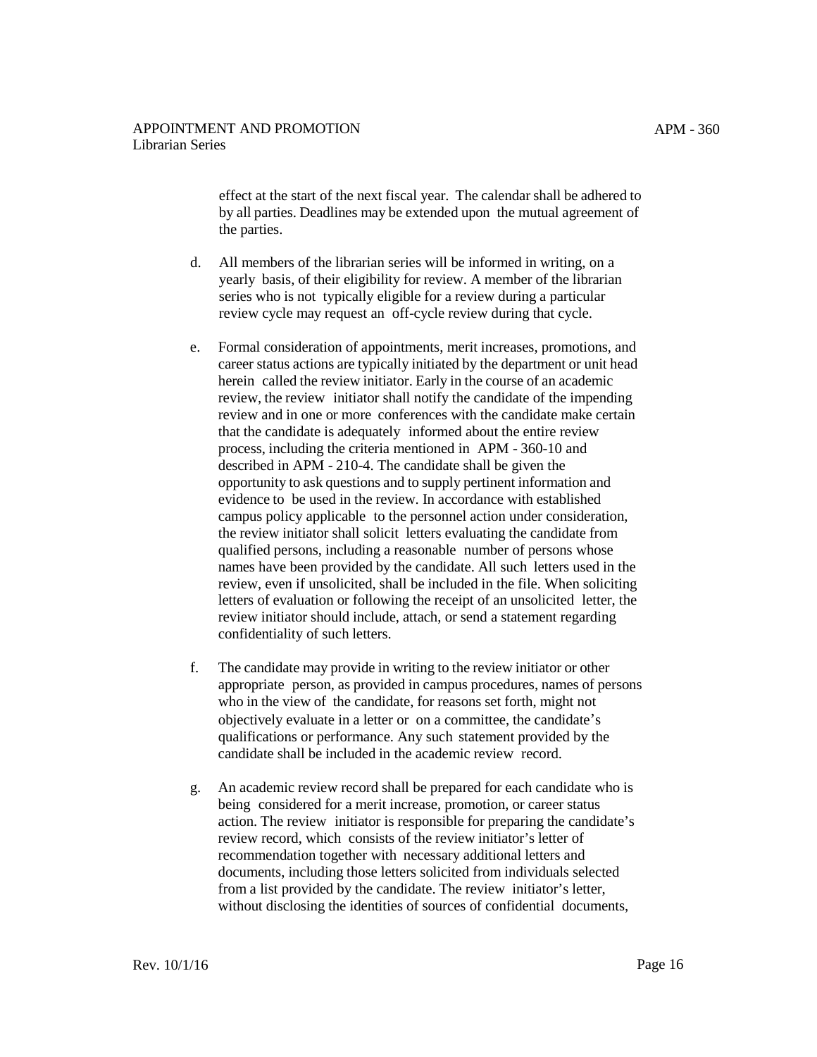effect at the start of the next fiscal year. The calendar shall be adhered to by all parties. Deadlines may be extended upon the mutual agreement of the parties.

d. All members of the librarian series will be informed in writing, on a yearly basis, of their eligibility for review. A member of the librarian series who is not typically eligible for a review during a particular review cycle may request an off-cycle review during that cycle.

e. Formal consideration of appointments, merit increases, promotions, and career status actions are typically initiated by the department or unit head herein called the review initiator. Early in the course of an academic review, the review initiator shall notify the candidate of the impending review and in one or more conferences with the candidate make certain that the candidate is adequately informed about the entire review process, including the criteria mentioned in APM - 360-10 and described in APM - 210-4. The candidate shall be given the opportunity to ask questions and to supply pertinent information and evidence to be used in the review. In accordance with established campus policy applicable to the personnel action under consideration, the review initiator shall solicit letters evaluating the candidate from qualified persons, including a reasonable number of persons whose names have been provided by the candidate. All such letters used in the review, even if unsolicited, shall be included in the file. When soliciting letters of evaluation or following the receipt of an unsolicited letter, the review initiator should include, attach, or send a statement regarding confidentiality of such letters.

f. The candidate may provide in writing to the review initiator or other appropriate person, as provided in campus procedures, names of persons who in the view of the candidate, for reasons set forth, might not objectively evaluate in a letter or on a committee, the candidate's qualifications or performance. Any such statement provided by the candidate shall be included in the academic review record.

g. An academic review record shall be prepared for each candidate who is being considered for a merit increase, promotion, or career status action. The review initiator is responsible for preparing the candidate's review record, which consists of the review initiator's letter of recommendation together with necessary additional letters and documents, including those letters solicited from individuals selected from a list provided by the candidate. The review initiator's letter, without disclosing the identities of sources of confidential documents,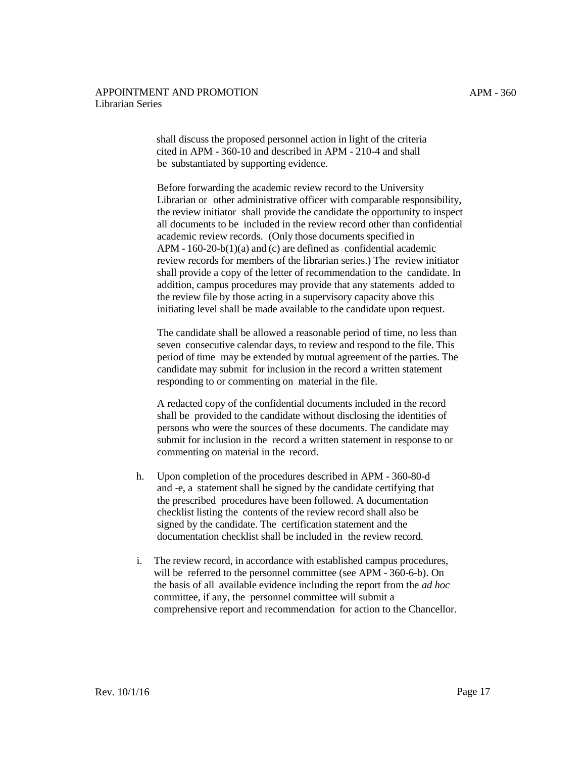shall discuss the proposed personnel action in light of the criteria cited in APM - 360-10 and described in APM - 210-4 and shall be substantiated by supporting evidence.

Before forwarding the academic review record to the University Librarian or other administrative officer with comparable responsibility, the review initiator shall provide the candidate the opportunity to inspect all documents to be included in the review record other than confidential academic review records. (Only those documents specified in APM - 160-20-b(1)(a) and (c) are defined as confidential academic review records for members of the librarian series.) The review initiator shall provide a copy of the letter of recommendation to the candidate. In addition, campus procedures may provide that any statements added to the review file by those acting in a supervisory capacity above this initiating level shall be made available to the candidate upon request.

The candidate shall be allowed a reasonable period of time, no less than seven consecutive calendar days, to review and respond to the file. This period of time may be extended by mutual agreement of the parties. The candidate may submit for inclusion in the record a written statement responding to or commenting on material in the file.

A redacted copy of the confidential documents included in the record shall be provided to the candidate without disclosing the identities of persons who were the sources of these documents. The candidate may submit for inclusion in the record a written statement in response to or commenting on material in the record.

h. Upon completion of the procedures described in APM - 360-80-d and -e, a statement shall be signed by the candidate certifying that the prescribed procedures have been followed. A documentation checklist listing the contents of the review record shall also be signed by the candidate. The certification statement and the documentation checklist shall be included in the review record.

i. The review record, in accordance with established campus procedures, will be referred to the personnel committee (see APM - 360-6-b). On the basis of all available evidence including the report from the *ad hoc* committee, if any, the personnel committee will submit a comprehensive report and recommendation for action to the Chancellor.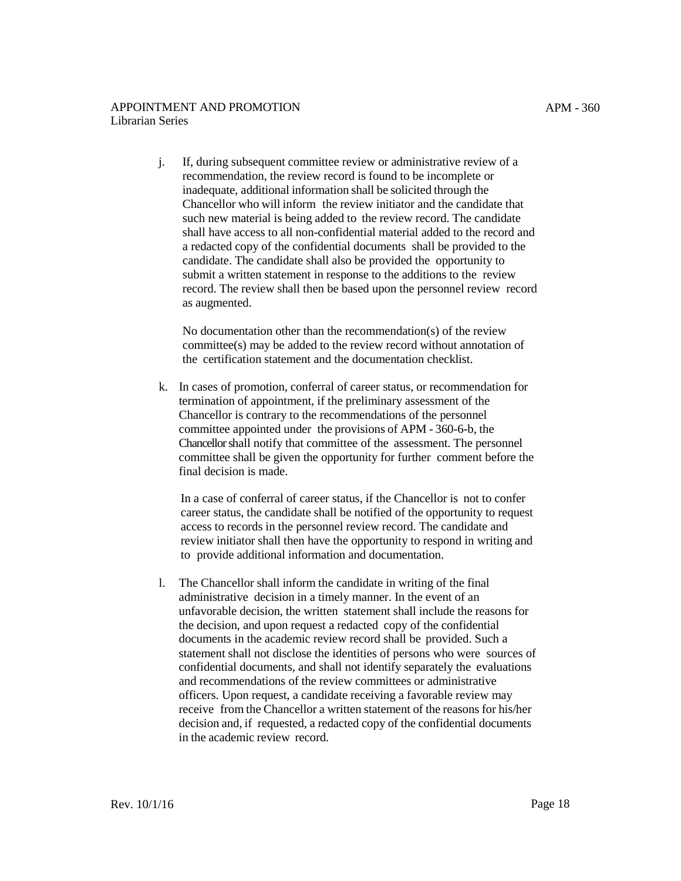j. If, during subsequent committee review or administrative review of a recommendation, the review record is found to be incomplete or inadequate, additional information shall be solicited through the Chancellor who will inform the review initiator and the candidate that such new material is being added to the review record. The candidate shall have access to all non-confidential material added to the record and a redacted copy of the confidential documents shall be provided to the candidate. The candidate shall also be provided the opportunity to submit a written statement in response to the additions to the review record. The review shall then be based upon the personnel review record as augmented.

   No documentation other than the recommendation(s) of the review committee(s) may be added to the review record without annotation of the certification statement and the documentation checklist.

k. In cases of promotion, conferral of career status, or recommendation for termination of appointment, if the preliminary assessment of the Chancellor is contrary to the recommendations of the personnel committee appointed under the provisions of APM - 360-6-b, the Chancellor shall notify that committee of the assessment. The personnel committee shall be given the opportunity for further comment before the final decision is made.

   In a case of conferral of career status, if the Chancellor is not to confer career status, the candidate shall be notified of the opportunity to request access to records in the personnel review record. The candidate and review initiator shall then have the opportunity to respond in writing and to provide additional information and documentation.

l. The Chancellor shall inform the candidate in writing of the final administrative decision in a timely manner. In the event of an unfavorable decision, the written statement shall include the reasons for the decision, and upon request a redacted copy of the confidential documents in the academic review record shall be provided. Such a statement shall not disclose the identities of persons who were sources of confidential documents, and shall not identify separately the evaluations and recommendations of the review committees or administrative officers. Upon request, a candidate receiving a favorable review may receive from the Chancellor a written statement of the reasons for his/her decision and, if requested, a redacted copy of the confidential documents in the academic review record.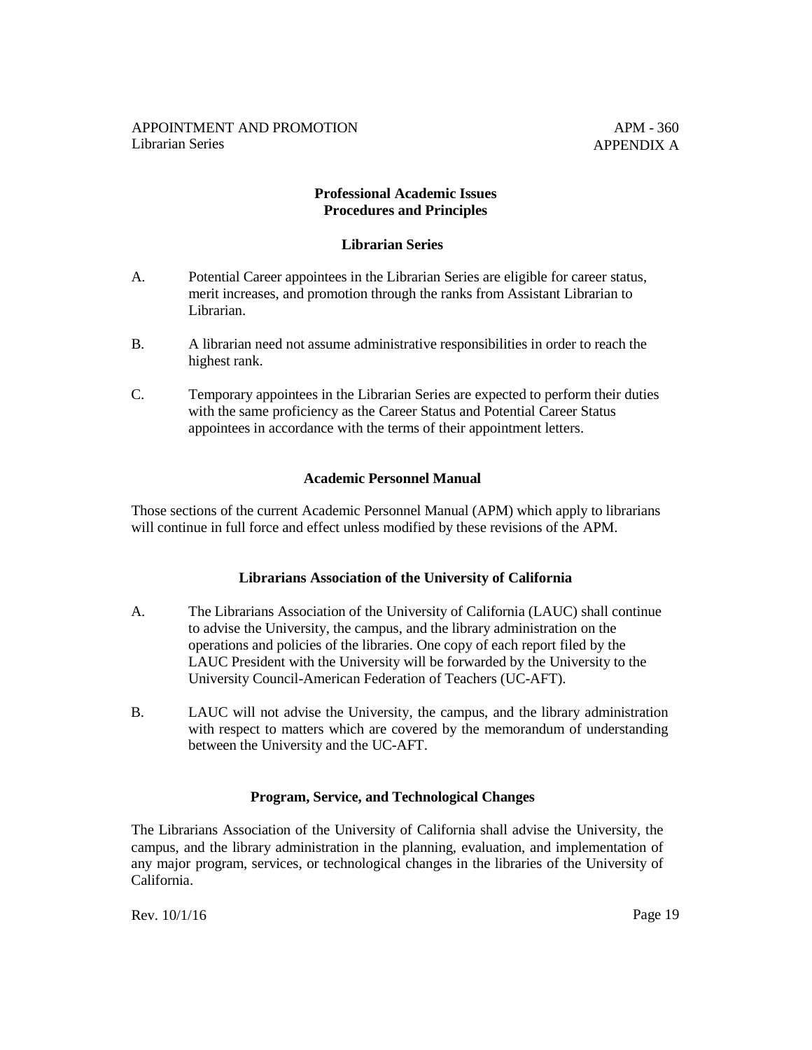## Professional Academic Issues Procedures and Principles

### Librarian Series

A. Potential Career appointees in the Librarian Series are eligible for career status, merit increases, and promotion through the ranks from Assistant Librarian to Librarian.

B. A librarian need not assume administrative responsibilities in order to reach the highest rank.

C. Temporary appointees in the Librarian Series are expected to perform their duties with the same proficiency as the Career Status and Potential Career Status appointees in accordance with the terms of their appointment letters.

### Academic Personnel Manual

Those sections of the current Academic Personnel Manual (APM) which apply to librarians will continue in full force and effect unless modified by these revisions of the APM.

### Librarians Association of the University of California

A. The Librarians Association of the University of California (LAUC) shall continue to advise the University, the campus, and the library administration on the operations and policies of the libraries. One copy of each report filed by the LAUC President with the University will be forwarded by the University to the University Council-American Federation of Teachers (UC-AFT).

B. LAUC will not advise the University, the campus, and the library administration with respect to matters which are covered by the memorandum of understanding between the University and the UC-AFT.

### Program, Service, and Technological Changes

The Librarians Association of the University of California shall advise the University, the campus, and the library administration in the planning, evaluation, and implementation of any major program, services, or technological changes in the libraries of the University of California.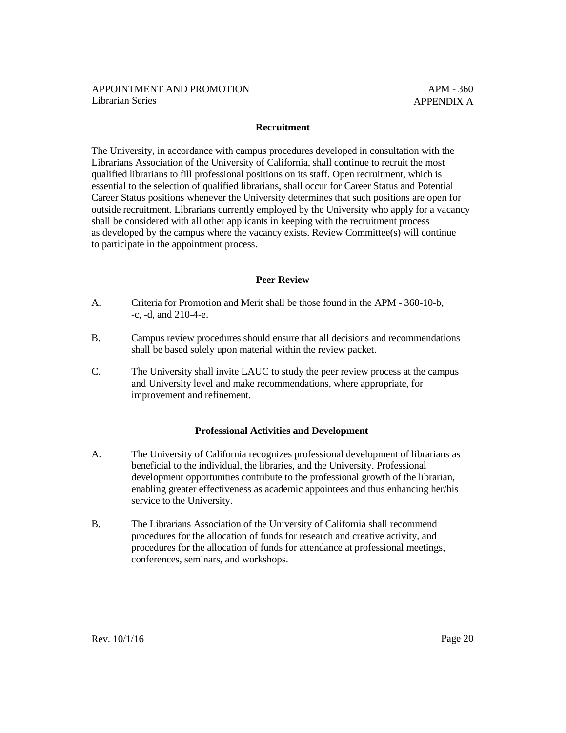## Recruitment

The University, in accordance with campus procedures developed in consultation with the Librarians Association of the University of California, shall continue to recruit the most qualified librarians to fill professional positions on its staff. Open recruitment, which is essential to the selection of qualified librarians, shall occur for Career Status and Potential Career Status positions whenever the University determines that such positions are open for outside recruitment. Librarians currently employed by the University who apply for a vacancy shall be considered with all other applicants in keeping with the recruitment process as developed by the campus where the vacancy exists. Review Committee(s) will continue to participate in the appointment process.

## Peer Review

A. Criteria for Promotion and Merit shall be those found in the APM - 360-10-b, -c, -d, and 210-4-e.

B. Campus review procedures should ensure that all decisions and recommendations shall be based solely upon material within the review packet.

C. The University shall invite LAUC to study the peer review process at the campus and University level and make recommendations, where appropriate, for improvement and refinement.

## Professional Activities and Development

A. The University of California recognizes professional development of librarians as beneficial to the individual, the libraries, and the University. Professional development opportunities contribute to the professional growth of the librarian, enabling greater effectiveness as academic appointees and thus enhancing her/his service to the University.

B. The Librarians Association of the University of California shall recommend procedures for the allocation of funds for research and creative activity, and procedures for the allocation of funds for attendance at professional meetings, conferences, seminars, and workshops.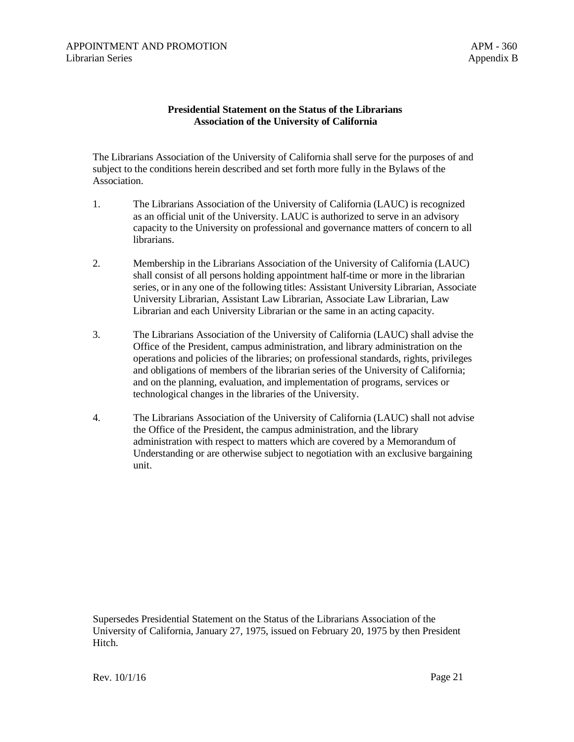## Presidential Statement on the Status of the Librarians Association of the University of California

The Librarians Association of the University of California shall serve for the purposes of and subject to the conditions herein described and set forth more fully in the Bylaws of the Association.

1. The Librarians Association of the University of California (LAUC) is recognized as an official unit of the University. LAUC is authorized to serve in an advisory capacity to the University on professional and governance matters of concern to all librarians.

2. Membership in the Librarians Association of the University of California (LAUC) shall consist of all persons holding appointment half-time or more in the librarian series, or in any one of the following titles: Assistant University Librarian, Associate University Librarian, Assistant Law Librarian, Associate Law Librarian, Law Librarian and each University Librarian or the same in an acting capacity.

3. The Librarians Association of the University of California (LAUC) shall advise the Office of the President, campus administration, and library administration on the operations and policies of the libraries; on professional standards, rights, privileges and obligations of members of the librarian series of the University of California; and on the planning, evaluation, and implementation of programs, services or technological changes in the libraries of the University.

4. The Librarians Association of the University of California (LAUC) shall not advise the Office of the President, the campus administration, and the library administration with respect to matters which are covered by a Memorandum of Understanding or are otherwise subject to negotiation with an exclusive bargaining unit.

Supersedes Presidential Statement on the Status of the Librarians Association of the University of California, January 27, 1975, issued on February 20, 1975 by then President Hitch.